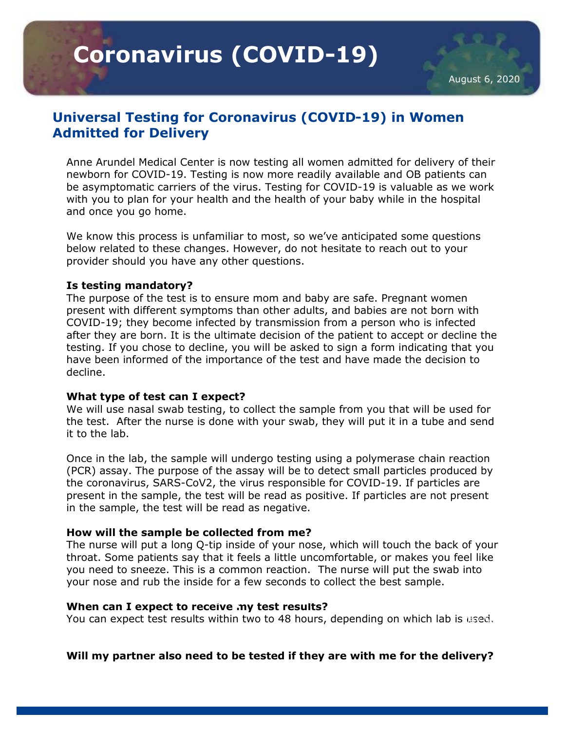# Coronavirus (COVID-19)

August 6, 2020

## Universal Testing for Coronavirus (COVID-19) in Women Admitted for Delivery

Anne Arundel Medical Center is now testing all women admitted for delivery of their newborn for COVID-19. Testing is now more readily available and OB patients can be asymptomatic carriers of the virus. Testing for COVID-19 is valuable as we work with you to plan for your health and the health of your baby while in the hospital and once you go home.

We know this process is unfamiliar to most, so we've anticipated some questions below related to these changes. However, do not hesitate to reach out to your provider should you have any other questions.

**Is testing mandatory?**

The purpose of the test is to ensure mom and baby are safe. Pregnant women present with different symptoms than other adults, and babies are not born with COVID-19; they become infected by transmission from a person who is infected after they are born. It is the ultimate decision of the patient to accept or decline the testing. If you chose to decline, you will be asked to sign a form indicating that you have been informed of the importance of the test and have made the decision to decline.

**What type of test can I expect?**

We will use nasal swab testing, to collect the sample from you that will be used for the test. After the nurse is done with your swab, they will put it in a tube and send it to the lab.

Once in the lab, the sample will undergo testing using a polymerase chain reaction (PCR) assay. The purpose of the assay will be to detect small particles produced by the coronavirus, SARS-CoV2, the virus responsible for COVID-19. If particles are present in the sample, the test will be read as positive. If particles are not present in the sample, the test will be read as negative.

**How will the sample be collected from me?**

The nurse will put a long Q-tip inside of your nose, which will touch the back of your throat. Some patients say that it feels a little uncomfortable, or makes you feel like you need to sneeze. This is a common reaction. The nurse will put the swab into your nose and rub the inside for a few seconds to collect the best sample.

**When can I expect to receive my test results?**

You can expect test results within two to 48 hours, depending on which lab is used.

**Will my partner also need to be tested if they are with me for the delivery?**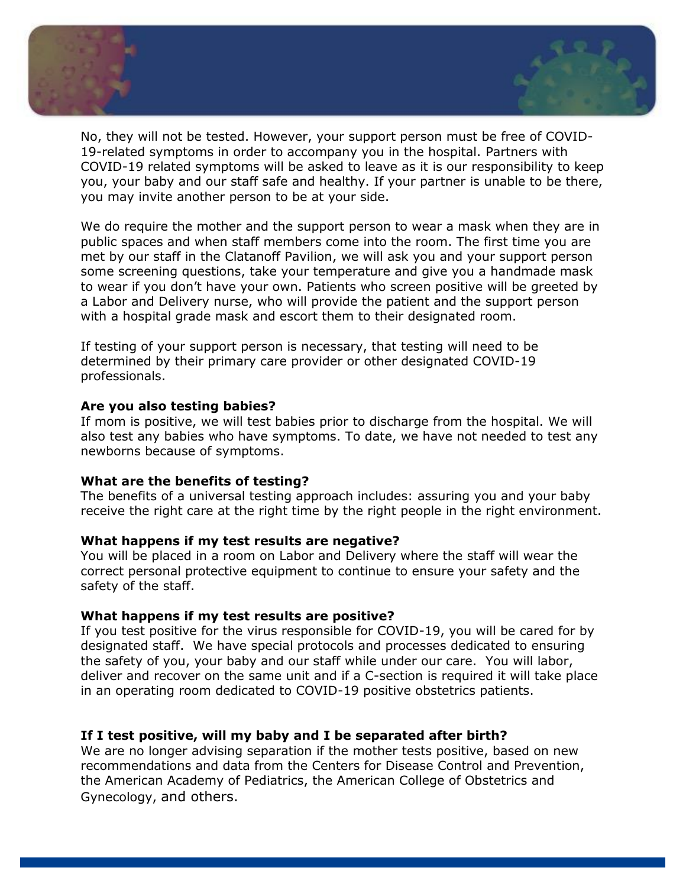No, they will not be tested. However, your support person must be free of COVID-19-related symptoms in order to accompany you in the hospital. Partners with COVID-19 related symptoms will be asked to leave as it is our responsibility to keep you, your baby and our staff safe and healthy. If your partner is unable to be there, you may invite another person to be at your side.

We do require the mother and the support person to wear a mask when they are in public spaces and when staff members come into the room. The first time you are met by our staff in the Clatanoff Pavilion, we will ask you and your support person some screening questions, take your temperature and give you a handmade mask to wear if you don't have your own. Patients who screen positive will be greeted by a Labor and Delivery nurse, who will provide the patient and the support person with a hospital grade mask and escort them to their designated room.

If testing of your support person is necessary, that testing will need to be determined by their primary care provider or other designated COVID-19 professionals.

**Are you also testing babies?**
If mom is positive, we will test babies prior to discharge from the hospital. We will also test any babies who have symptoms. To date, we have not needed to test any newborns because of symptoms.

**What are the benefits of testing?**
The benefits of a universal testing approach includes: assuring you and your baby receive the right care at the right time by the right people in the right environment.

**What happens if my test results are negative?**
You will be placed in a room on Labor and Delivery where the staff will wear the correct personal protective equipment to continue to ensure your safety and the safety of the staff.

**What happens if my test results are positive?**
If you test positive for the virus responsible for COVID-19, you will be cared for by designated staff. We have special protocols and processes dedicated to ensuring the safety of you, your baby and our staff while under our care. You will labor, deliver and recover on the same unit and if a C-section is required it will take place in an operating room dedicated to COVID-19 positive obstetrics patients.

**If I test positive, will my baby and I be separated after birth?**
We are no longer advising separation if the mother tests positive, based on new recommendations and data from the Centers for Disease Control and Prevention, the American Academy of Pediatrics, the American College of Obstetrics and Gynecology, and others.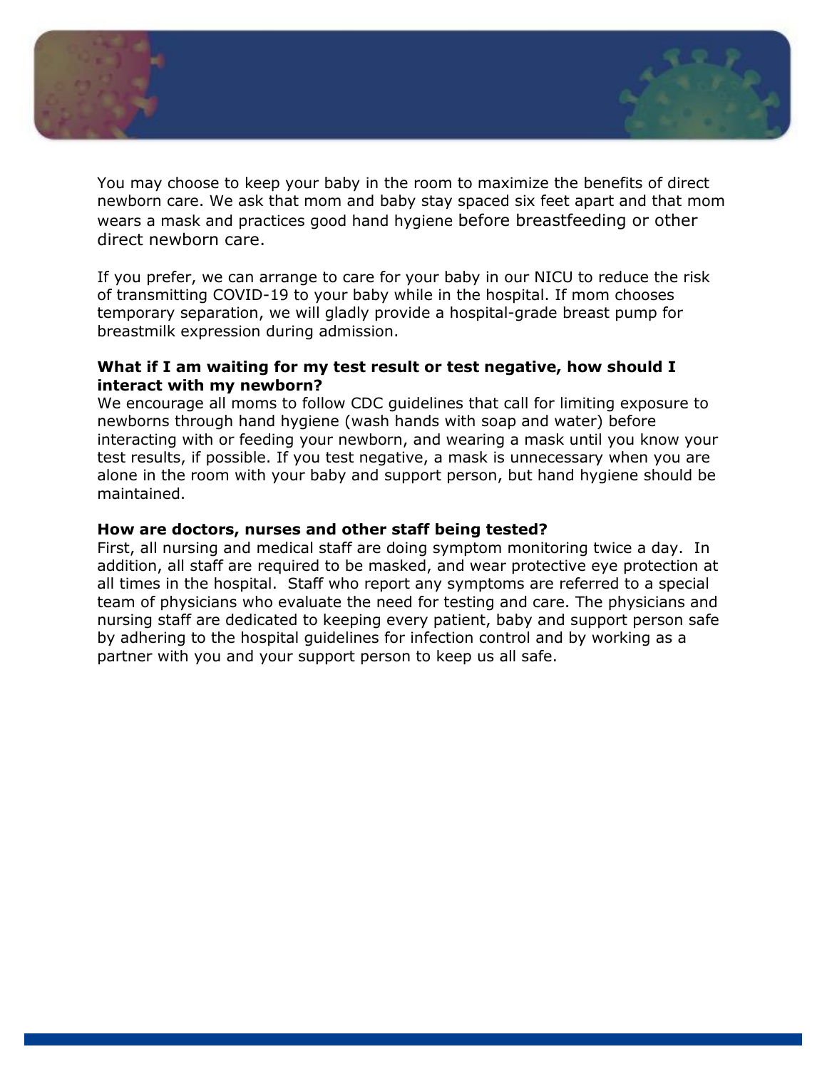You may choose to keep your baby in the room to maximize the benefits of direct newborn care. We ask that mom and baby stay spaced six feet apart and that mom wears a mask and practices good hand hygiene before breastfeeding or other direct newborn care.

If you prefer, we can arrange to care for your baby in our NICU to reduce the risk of transmitting COVID-19 to your baby while in the hospital. If mom chooses temporary separation, we will gladly provide a hospital-grade breast pump for breastmilk expression during admission.

**What if I am waiting for my test result or test negative, how should I interact with my newborn?**

We encourage all moms to follow CDC guidelines that call for limiting exposure to newborns through hand hygiene (wash hands with soap and water) before interacting with or feeding your newborn, and wearing a mask until you know your test results, if possible. If you test negative, a mask is unnecessary when you are alone in the room with your baby and support person, but hand hygiene should be maintained.

**How are doctors, nurses and other staff being tested?**

First, all nursing and medical staff are doing symptom monitoring twice a day. In addition, all staff are required to be masked, and wear protective eye protection at all times in the hospital. Staff who report any symptoms are referred to a special team of physicians who evaluate the need for testing and care. The physicians and nursing staff are dedicated to keeping every patient, baby and support person safe by adhering to the hospital guidelines for infection control and by working as a partner with you and your support person to keep us all safe.